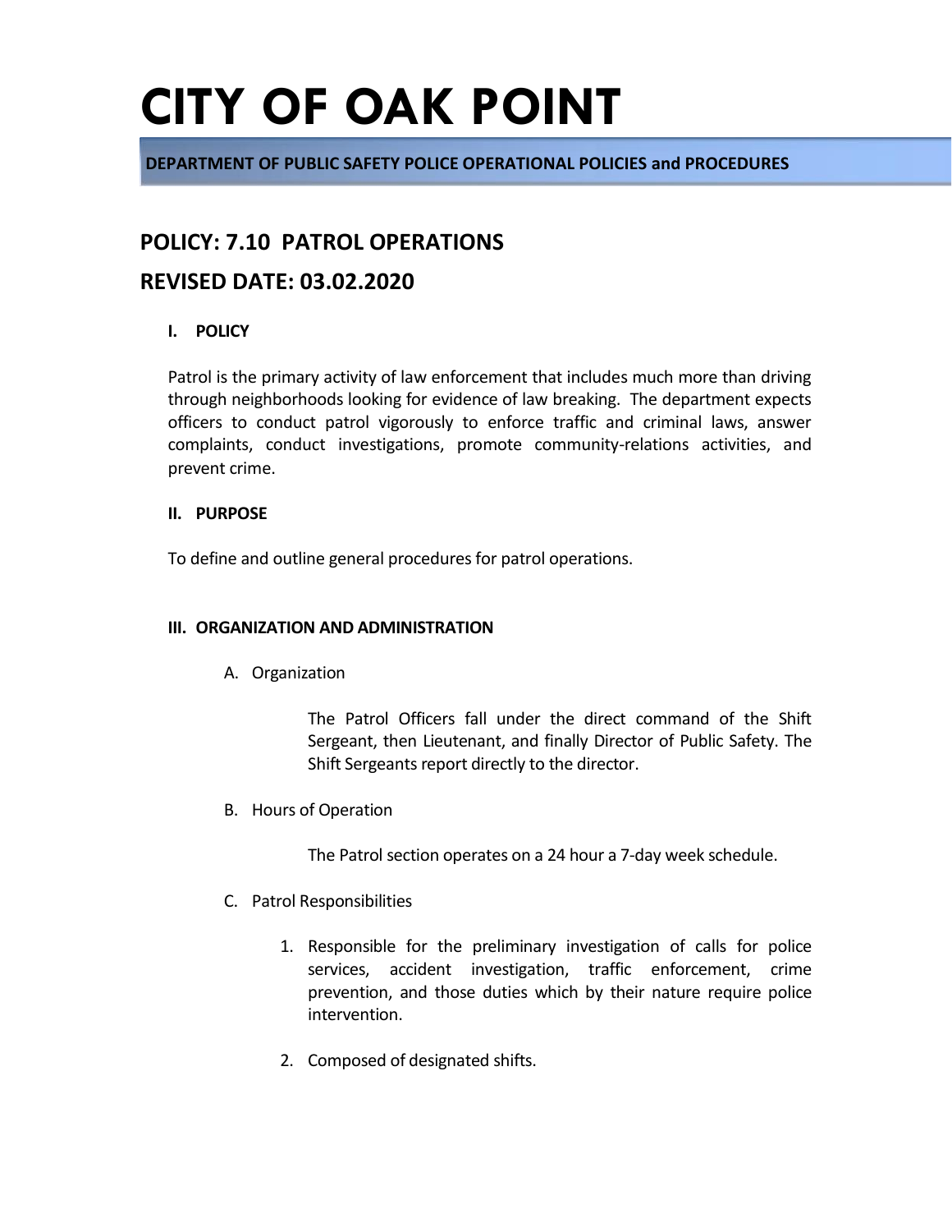# CITY OF OAK POINT

**DEPARTMENT OF PUBLIC SAFETY POLICE OPERATIONAL POLICIES and PROCEDURES**

## POLICY: 7.10 PATROL OPERATIONS

## REVISED DATE: 03.02.2020

### I. POLICY

Patrol is the primary activity of law enforcement that includes much more than driving through neighborhoods looking for evidence of law breaking. The department expects officers to conduct patrol vigorously to enforce traffic and criminal laws, answer complaints, conduct investigations, promote community-relations activities, and prevent crime.

### II. PURPOSE

To define and outline general procedures for patrol operations.

### III. ORGANIZATION AND ADMINISTRATION

A. Organization

The Patrol Officers fall under the direct command of the Shift Sergeant, then Lieutenant, and finally Director of Public Safety. The Shift Sergeants report directly to the director.

B. Hours of Operation

The Patrol section operates on a 24 hour a 7-day week schedule.

C. Patrol Responsibilities

1. Responsible for the preliminary investigation of calls for police services, accident investigation, traffic enforcement, crime prevention, and those duties which by their nature require police intervention.

2. Composed of designated shifts.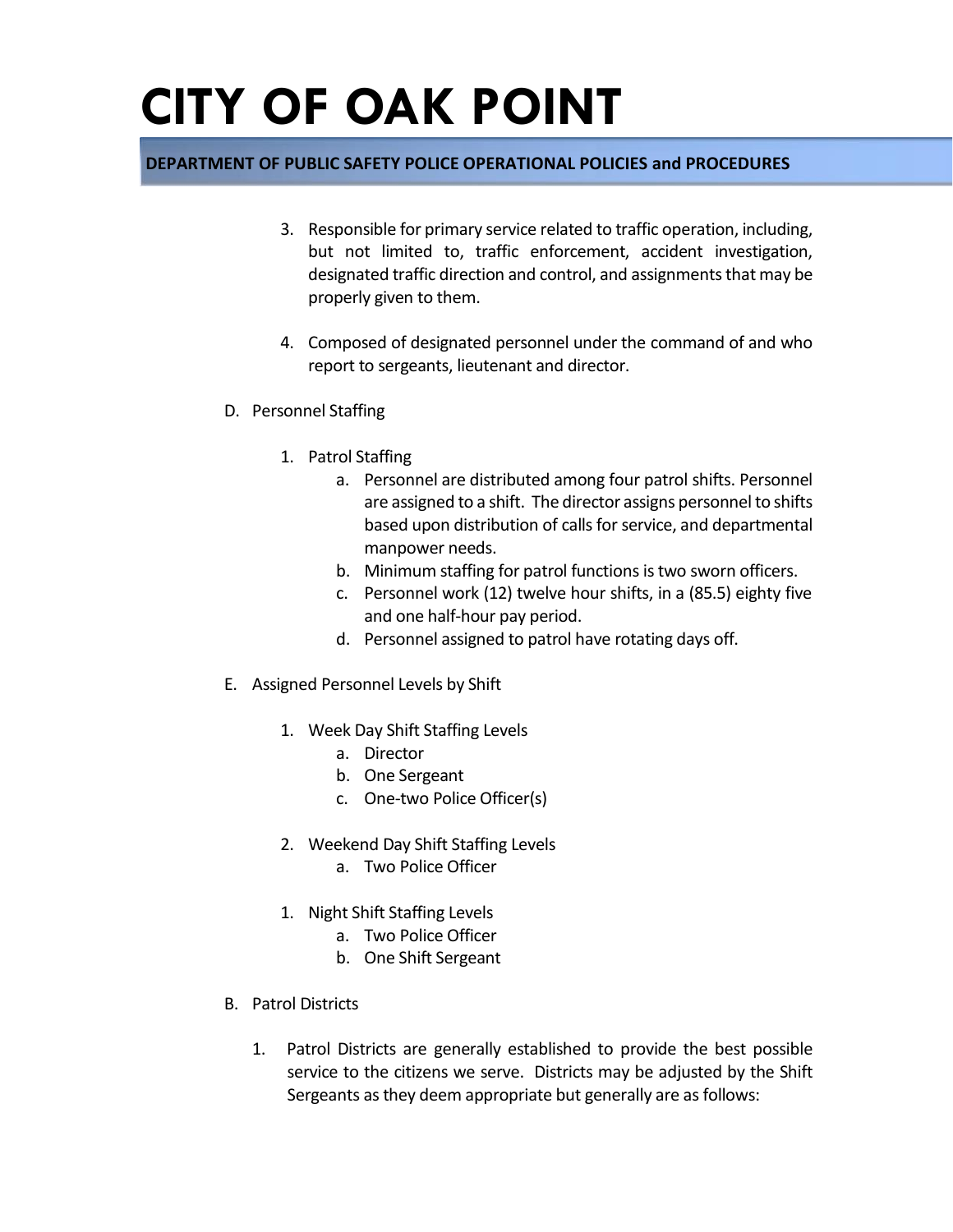3. Responsible for primary service related to traffic operation, including, but not limited to, traffic enforcement, accident investigation, designated traffic direction and control, and assignments that may be properly given to them.

4. Composed of designated personnel under the command of and who report to sergeants, lieutenant and director.

D. Personnel Staffing

1. Patrol Staffing
    a. Personnel are distributed among four patrol shifts. Personnel are assigned to a shift. The director assigns personnel to shifts based upon distribution of calls for service, and departmental manpower needs.
    b. Minimum staffing for patrol functions is two sworn officers.
    c. Personnel work (12) twelve hour shifts, in a (85.5) eighty five and one half-hour pay period.
    d. Personnel assigned to patrol have rotating days off.

E. Assigned Personnel Levels by Shift

1. Week Day Shift Staffing Levels
    a. Director
    b. One Sergeant
    c. One-two Police Officer(s)

2. Weekend Day Shift Staffing Levels
    a. Two Police Officer

1. Night Shift Staffing Levels
    a. Two Police Officer
    b. One Shift Sergeant

B. Patrol Districts

1. Patrol Districts are generally established to provide the best possible service to the citizens we serve. Districts may be adjusted by the Shift Sergeants as they deem appropriate but generally are as follows: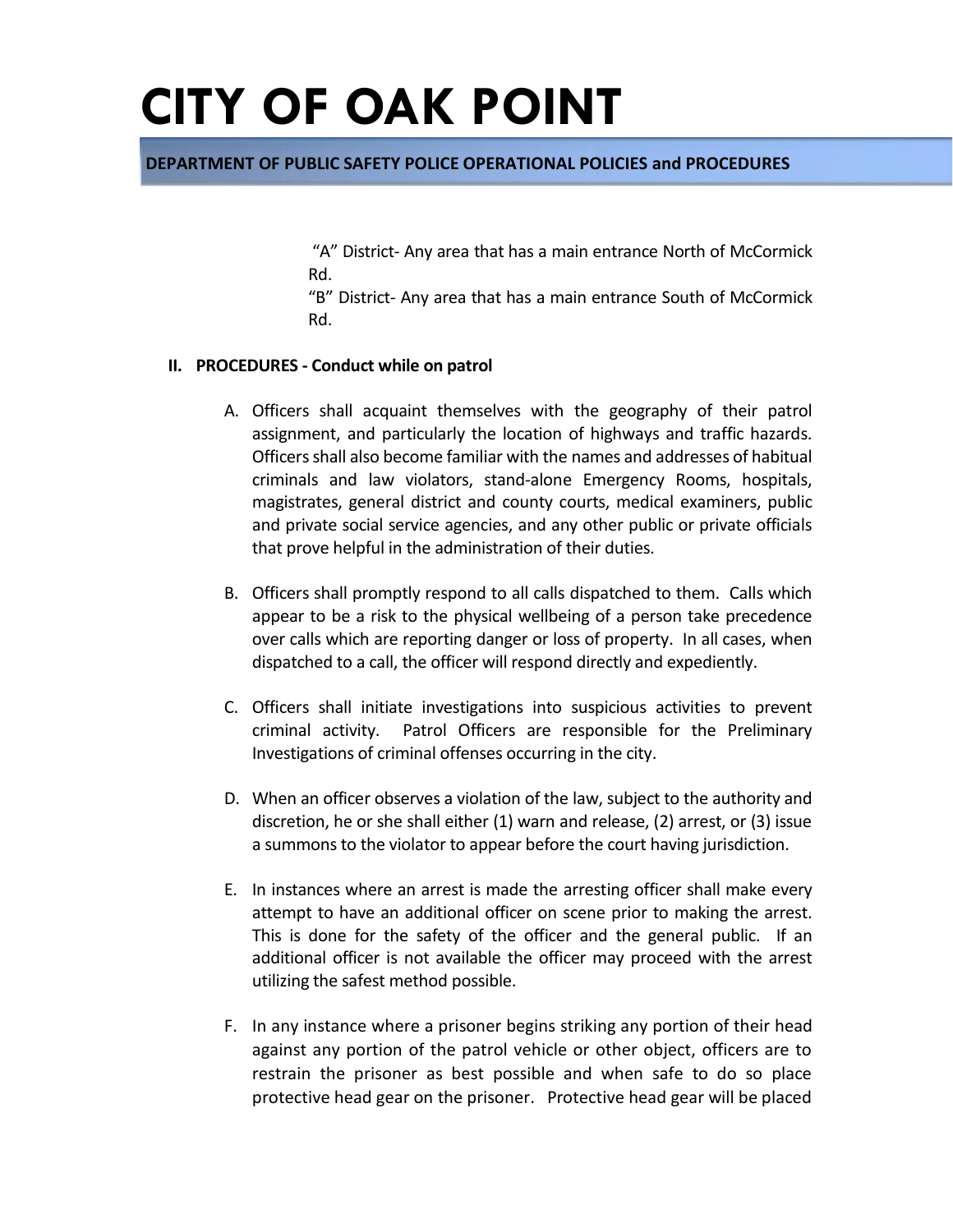"A" District- Any area that has a main entrance North of McCormick Rd.
"B" District- Any area that has a main entrance South of McCormick Rd.

## II. PROCEDURES - Conduct while on patrol

A. Officers shall acquaint themselves with the geography of their patrol assignment, and particularly the location of highways and traffic hazards. Officers shall also become familiar with the names and addresses of habitual criminals and law violators, stand-alone Emergency Rooms, hospitals, magistrates, general district and county courts, medical examiners, public and private social service agencies, and any other public or private officials that prove helpful in the administration of their duties.

B. Officers shall promptly respond to all calls dispatched to them. Calls which appear to be a risk to the physical wellbeing of a person take precedence over calls which are reporting danger or loss of property. In all cases, when dispatched to a call, the officer will respond directly and expediently.

C. Officers shall initiate investigations into suspicious activities to prevent criminal activity. Patrol Officers are responsible for the Preliminary Investigations of criminal offenses occurring in the city.

D. When an officer observes a violation of the law, subject to the authority and discretion, he or she shall either (1) warn and release, (2) arrest, or (3) issue a summons to the violator to appear before the court having jurisdiction.

E. In instances where an arrest is made the arresting officer shall make every attempt to have an additional officer on scene prior to making the arrest. This is done for the safety of the officer and the general public. If an additional officer is not available the officer may proceed with the arrest utilizing the safest method possible.

F. In any instance where a prisoner begins striking any portion of their head against any portion of the patrol vehicle or other object, officers are to restrain the prisoner as best possible and when safe to do so place protective head gear on the prisoner. Protective head gear will be placed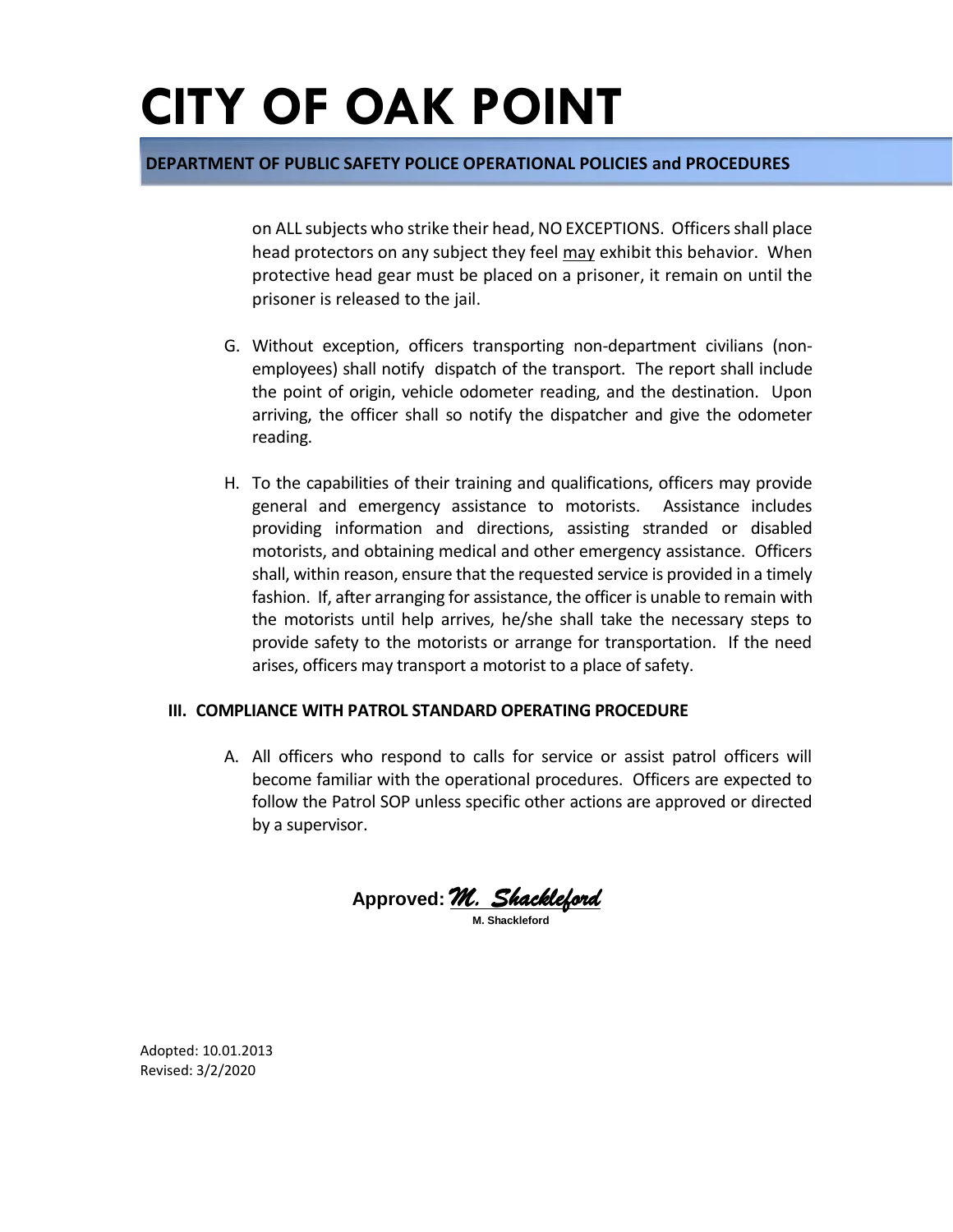on ALL subjects who strike their head, NO EXCEPTIONS. Officers shall place head protectors on any subject they feel <u>may</u> exhibit this behavior. When protective head gear must be placed on a prisoner, it remain on until the prisoner is released to the jail.

G. Without exception, officers transporting non-department civilians (non-employees) shall notify dispatch of the transport. The report shall include the point of origin, vehicle odometer reading, and the destination. Upon arriving, the officer shall so notify the dispatcher and give the odometer reading.

H. To the capabilities of their training and qualifications, officers may provide general and emergency assistance to motorists. Assistance includes providing information and directions, assisting stranded or disabled motorists, and obtaining medical and other emergency assistance. Officers shall, within reason, ensure that the requested service is provided in a timely fashion. If, after arranging for assistance, the officer is unable to remain with the motorists until help arrives, he/she shall take the necessary steps to provide safety to the motorists or arrange for transportation. If the need arises, officers may transport a motorist to a place of safety.

## III. COMPLIANCE WITH PATROL STANDARD OPERATING PROCEDURE

A. All officers who respond to calls for service or assist patrol officers will become familiar with the operational procedures. Officers are expected to follow the Patrol SOP unless specific other actions are approved or directed by a supervisor.

**Approved:** *M. Shackleford*
**M. Shackleford**

Adopted: 10.01.2013
Revised: 3/2/2020